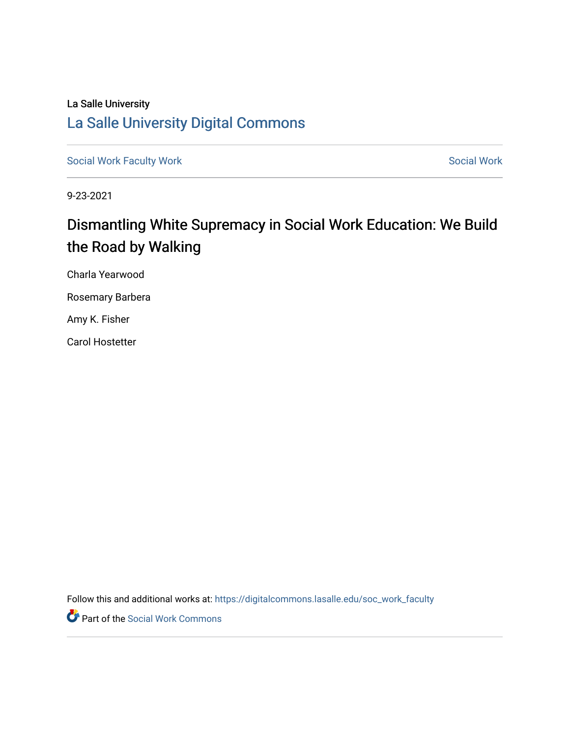La Salle University

# La Salle University Digital Commons

Social Work Faculty Work | Social Work

9-23-2021

## Dismantling White Supremacy in Social Work Education: We Build the Road by Walking

Charla Yearwood

Rosemary Barbera

Amy K. Fisher

Carol Hostetter

Follow this and additional works at: https://digitalcommons.lasalle.edu/soc_work_faculty

Part of the Social Work Commons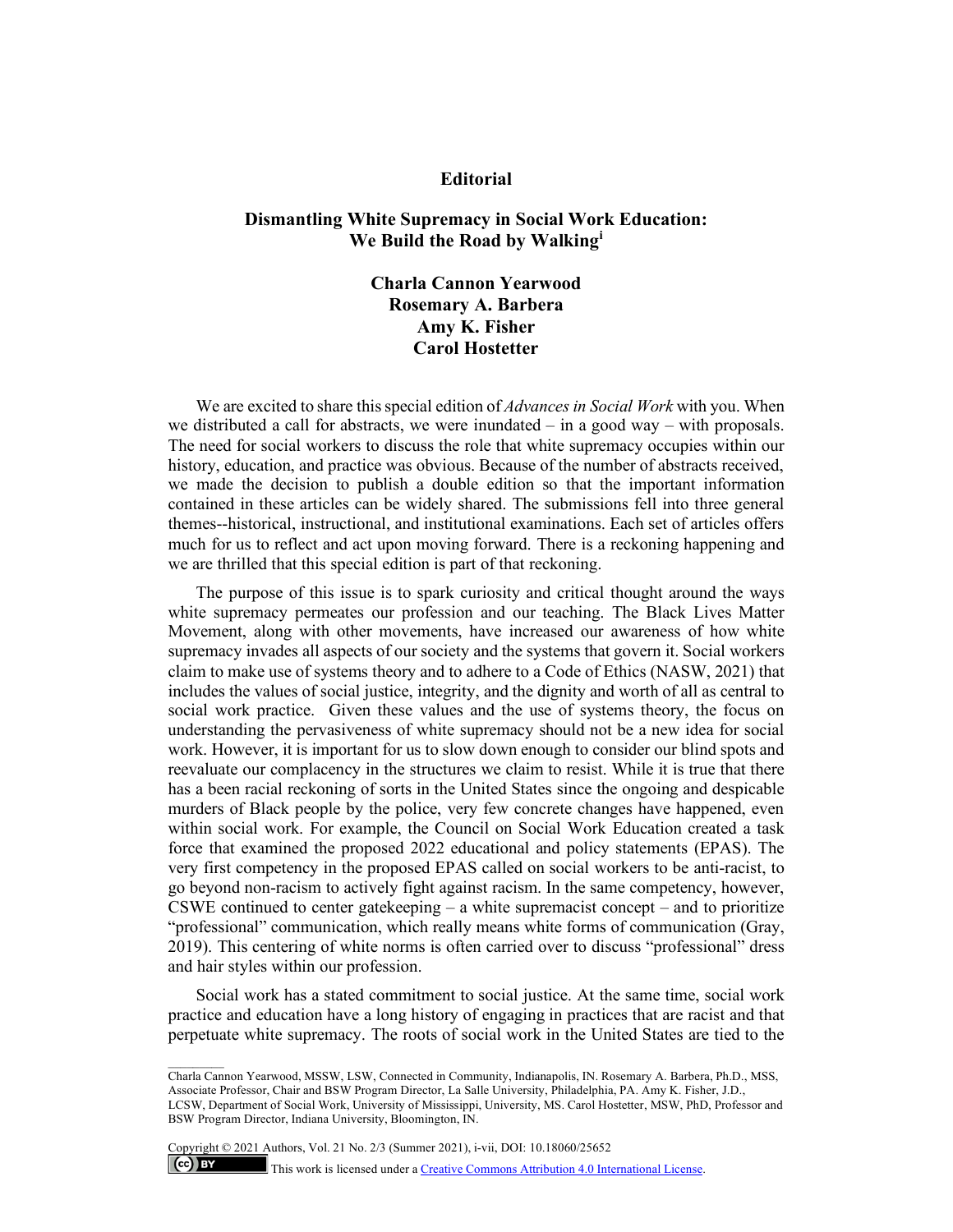**Editorial**

# Dismantling White Supremacy in Social Work Education: We Build the Road by Walking[i]

**Charla Cannon Yearwood**
**Rosemary A. Barbera**
**Amy K. Fisher**
**Carol Hostetter**

We are excited to share this special edition of *Advances in Social Work* with you. When we distributed a call for abstracts, we were inundated – in a good way – with proposals. The need for social workers to discuss the role that white supremacy occupies within our history, education, and practice was obvious. Because of the number of abstracts received, we made the decision to publish a double edition so that the important information contained in these articles can be widely shared. The submissions fell into three general themes--historical, instructional, and institutional examinations. Each set of articles offers much for us to reflect and act upon moving forward. There is a reckoning happening and we are thrilled that this special edition is part of that reckoning.

The purpose of this issue is to spark curiosity and critical thought around the ways white supremacy permeates our profession and our teaching. The Black Lives Matter Movement, along with other movements, have increased our awareness of how white supremacy invades all aspects of our society and the systems that govern it. Social workers claim to make use of systems theory and to adhere to a Code of Ethics (NASW, 2021) that includes the values of social justice, integrity, and the dignity and worth of all as central to social work practice. Given these values and the use of systems theory, the focus on understanding the pervasiveness of white supremacy should not be a new idea for social work. However, it is important for us to slow down enough to consider our blind spots and reevaluate our complacency in the structures we claim to resist. While it is true that there has a been racial reckoning of sorts in the United States since the ongoing and despicable murders of Black people by the police, very few concrete changes have happened, even within social work. For example, the Council on Social Work Education created a task force that examined the proposed 2022 educational and policy statements (EPAS). The very first competency in the proposed EPAS called on social workers to be anti-racist, to go beyond non-racism to actively fight against racism. In the same competency, however, CSWE continued to center gatekeeping – a white supremacist concept – and to prioritize "professional" communication, which really means white forms of communication (Gray, 2019). This centering of white norms is often carried over to discuss "professional" dress and hair styles within our profession.

Social work has a stated commitment to social justice. At the same time, social work practice and education have a long history of engaging in practices that are racist and that perpetuate white supremacy. The roots of social work in the United States are tied to the

---

Charla Cannon Yearwood, MSSW, LSW, Connected in Community, Indianapolis, IN. Rosemary A. Barbera, Ph.D., MSS, Associate Professor, Chair and BSW Program Director, La Salle University, Philadelphia, PA. Amy K. Fisher, J.D., LCSW, Department of Social Work, University of Mississippi, University, MS. Carol Hostetter, MSW, PhD, Professor and BSW Program Director, Indiana University, Bloomington, IN.

Copyright © 2021 Authors, Vol. 21 No. 2/3 (Summer 2021), i-vii, DOI: 10.18060/25652

This work is licensed under a Creative Commons Attribution 4.0 International License.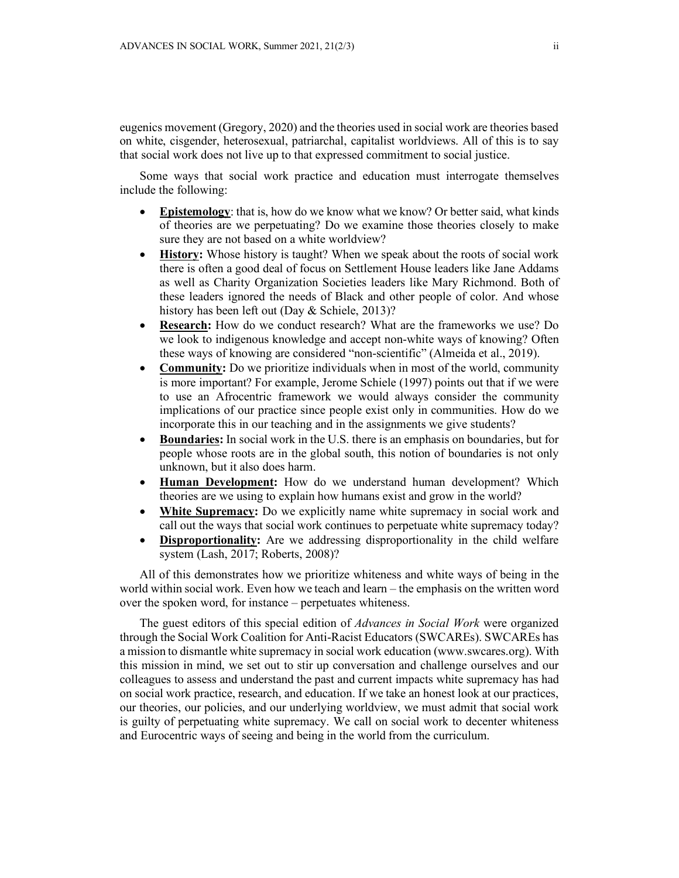eugenics movement (Gregory, 2020) and the theories used in social work are theories based on white, cisgender, heterosexual, patriarchal, capitalist worldviews. All of this is to say that social work does not live up to that expressed commitment to social justice.

Some ways that social work practice and education must interrogate themselves include the following:

- **Epistemology**: that is, how do we know what we know? Or better said, what kinds of theories are we perpetuating? Do we examine those theories closely to make sure they are not based on a white worldview?
- **History:** Whose history is taught? When we speak about the roots of social work there is often a good deal of focus on Settlement House leaders like Jane Addams as well as Charity Organization Societies leaders like Mary Richmond. Both of these leaders ignored the needs of Black and other people of color. And whose history has been left out (Day & Schiele, 2013)?
- **Research:** How do we conduct research? What are the frameworks we use? Do we look to indigenous knowledge and accept non-white ways of knowing? Often these ways of knowing are considered "non-scientific" (Almeida et al., 2019).
- **Community:** Do we prioritize individuals when in most of the world, community is more important? For example, Jerome Schiele (1997) points out that if we were to use an Afrocentric framework we would always consider the community implications of our practice since people exist only in communities. How do we incorporate this in our teaching and in the assignments we give students?
- **Boundaries:** In social work in the U.S. there is an emphasis on boundaries, but for people whose roots are in the global south, this notion of boundaries is not only unknown, but it also does harm.
- **Human Development:** How do we understand human development? Which theories are we using to explain how humans exist and grow in the world?
- **White Supremacy:** Do we explicitly name white supremacy in social work and call out the ways that social work continues to perpetuate white supremacy today?
- **Disproportionality:** Are we addressing disproportionality in the child welfare system (Lash, 2017; Roberts, 2008)?

All of this demonstrates how we prioritize whiteness and white ways of being in the world within social work. Even how we teach and learn – the emphasis on the written word over the spoken word, for instance – perpetuates whiteness.

The guest editors of this special edition of *Advances in Social Work* were organized through the Social Work Coalition for Anti-Racist Educators (SWCAREs). SWCAREs has a mission to dismantle white supremacy in social work education (www.swcares.org). With this mission in mind, we set out to stir up conversation and challenge ourselves and our colleagues to assess and understand the past and current impacts white supremacy has had on social work practice, research, and education. If we take an honest look at our practices, our theories, our policies, and our underlying worldview, we must admit that social work is guilty of perpetuating white supremacy. We call on social work to decenter whiteness and Eurocentric ways of seeing and being in the world from the curriculum.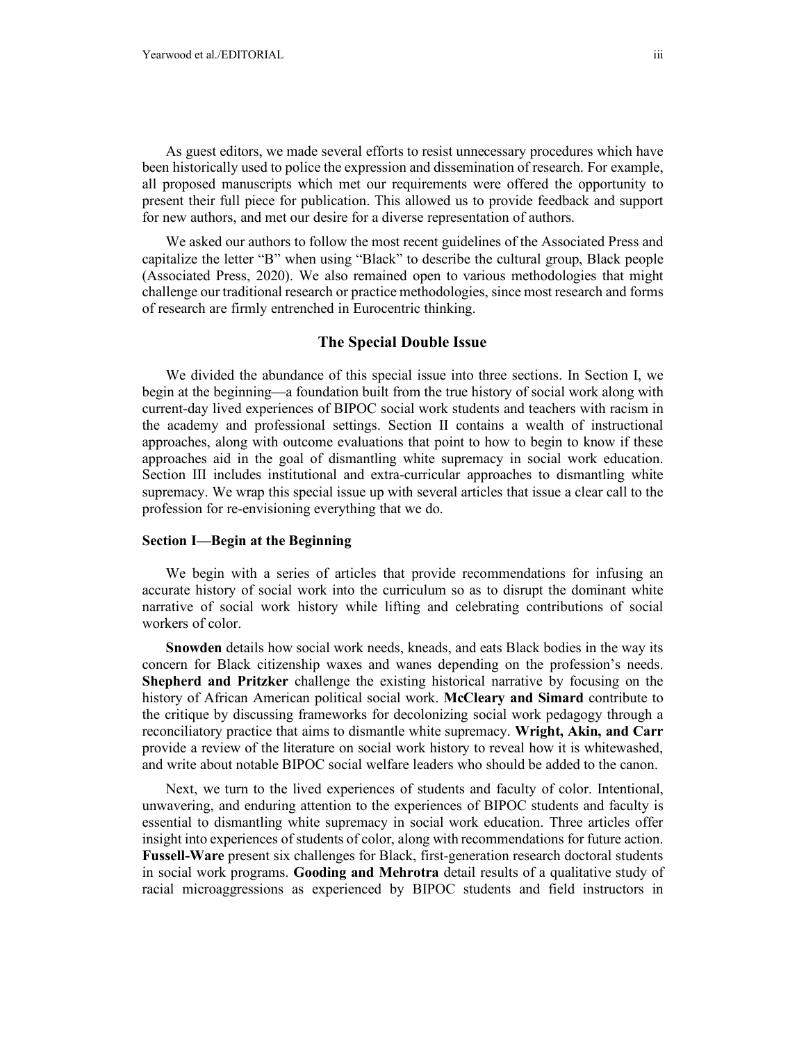As guest editors, we made several efforts to resist unnecessary procedures which have been historically used to police the expression and dissemination of research. For example, all proposed manuscripts which met our requirements were offered the opportunity to present their full piece for publication. This allowed us to provide feedback and support for new authors, and met our desire for a diverse representation of authors.

We asked our authors to follow the most recent guidelines of the Associated Press and capitalize the letter "B" when using "Black" to describe the cultural group, Black people (Associated Press, 2020). We also remained open to various methodologies that might challenge our traditional research or practice methodologies, since most research and forms of research are firmly entrenched in Eurocentric thinking.

## The Special Double Issue

We divided the abundance of this special issue into three sections. In Section I, we begin at the beginning—a foundation built from the true history of social work along with current-day lived experiences of BIPOC social work students and teachers with racism in the academy and professional settings. Section II contains a wealth of instructional approaches, along with outcome evaluations that point to how to begin to know if these approaches aid in the goal of dismantling white supremacy in social work education. Section III includes institutional and extra-curricular approaches to dismantling white supremacy. We wrap this special issue up with several articles that issue a clear call to the profession for re-envisioning everything that we do.

### Section I—Begin at the Beginning

We begin with a series of articles that provide recommendations for infusing an accurate history of social work into the curriculum so as to disrupt the dominant white narrative of social work history while lifting and celebrating contributions of social workers of color.

**Snowden** details how social work needs, kneads, and eats Black bodies in the way its concern for Black citizenship waxes and wanes depending on the profession's needs. **Shepherd and Pritzker** challenge the existing historical narrative by focusing on the history of African American political social work. **McCleary and Simard** contribute to the critique by discussing frameworks for decolonizing social work pedagogy through a reconciliatory practice that aims to dismantle white supremacy. **Wright, Akin, and Carr** provide a review of the literature on social work history to reveal how it is whitewashed, and write about notable BIPOC social welfare leaders who should be added to the canon.

Next, we turn to the lived experiences of students and faculty of color. Intentional, unwavering, and enduring attention to the experiences of BIPOC students and faculty is essential to dismantling white supremacy in social work education. Three articles offer insight into experiences of students of color, along with recommendations for future action. **Fussell-Ware** present six challenges for Black, first-generation research doctoral students in social work programs. **Gooding and Mehrotra** detail results of a qualitative study of racial microaggressions as experienced by BIPOC students and field instructors in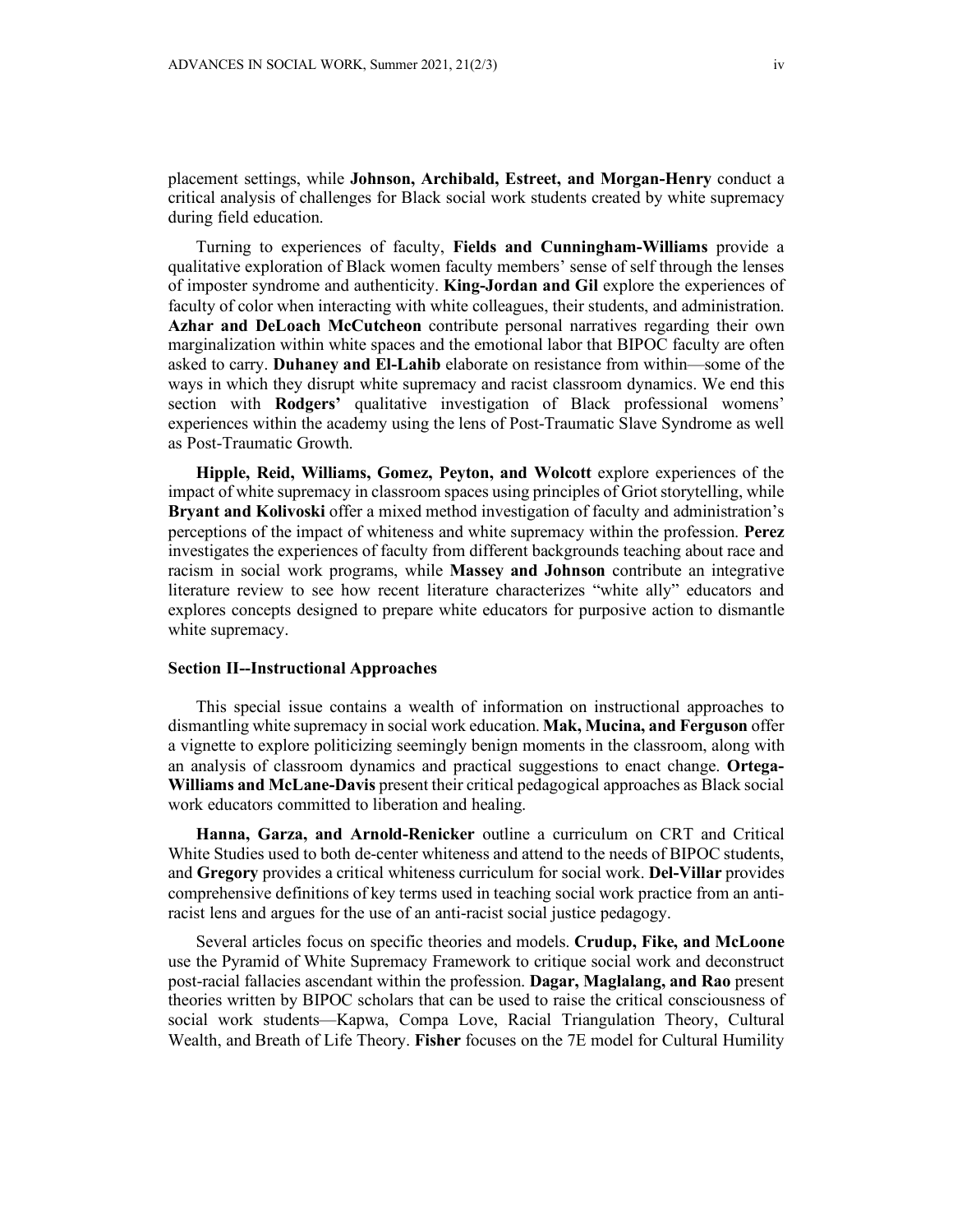placement settings, while **Johnson, Archibald, Estreet, and Morgan-Henry** conduct a critical analysis of challenges for Black social work students created by white supremacy during field education.

Turning to experiences of faculty, **Fields and Cunningham-Williams** provide a qualitative exploration of Black women faculty members' sense of self through the lenses of imposter syndrome and authenticity. **King-Jordan and Gil** explore the experiences of faculty of color when interacting with white colleagues, their students, and administration. **Azhar and DeLoach McCutcheon** contribute personal narratives regarding their own marginalization within white spaces and the emotional labor that BIPOC faculty are often asked to carry. **Duhaney and El-Lahib** elaborate on resistance from within—some of the ways in which they disrupt white supremacy and racist classroom dynamics. We end this section with **Rodgers'** qualitative investigation of Black professional womens' experiences within the academy using the lens of Post-Traumatic Slave Syndrome as well as Post-Traumatic Growth.

**Hipple, Reid, Williams, Gomez, Peyton, and Wolcott** explore experiences of the impact of white supremacy in classroom spaces using principles of Griot storytelling, while **Bryant and Kolivoski** offer a mixed method investigation of faculty and administration's perceptions of the impact of whiteness and white supremacy within the profession. **Perez** investigates the experiences of faculty from different backgrounds teaching about race and racism in social work programs, while **Massey and Johnson** contribute an integrative literature review to see how recent literature characterizes "white ally" educators and explores concepts designed to prepare white educators for purposive action to dismantle white supremacy.

**Section II--Instructional Approaches**

This special issue contains a wealth of information on instructional approaches to dismantling white supremacy in social work education. **Mak, Mucina, and Ferguson** offer a vignette to explore politicizing seemingly benign moments in the classroom, along with an analysis of classroom dynamics and practical suggestions to enact change. **Ortega-Williams and McLane-Davis** present their critical pedagogical approaches as Black social work educators committed to liberation and healing.

**Hanna, Garza, and Arnold-Renicker** outline a curriculum on CRT and Critical White Studies used to both de-center whiteness and attend to the needs of BIPOC students, and **Gregory** provides a critical whiteness curriculum for social work. **Del-Villar** provides comprehensive definitions of key terms used in teaching social work practice from an anti-racist lens and argues for the use of an anti-racist social justice pedagogy.

Several articles focus on specific theories and models. **Crudup, Fike, and McLoone** use the Pyramid of White Supremacy Framework to critique social work and deconstruct post-racial fallacies ascendant within the profession. **Dagar, Maglalang, and Rao** present theories written by BIPOC scholars that can be used to raise the critical consciousness of social work students—Kapwa, Compa Love, Racial Triangulation Theory, Cultural Wealth, and Breath of Life Theory. **Fisher** focuses on the 7E model for Cultural Humility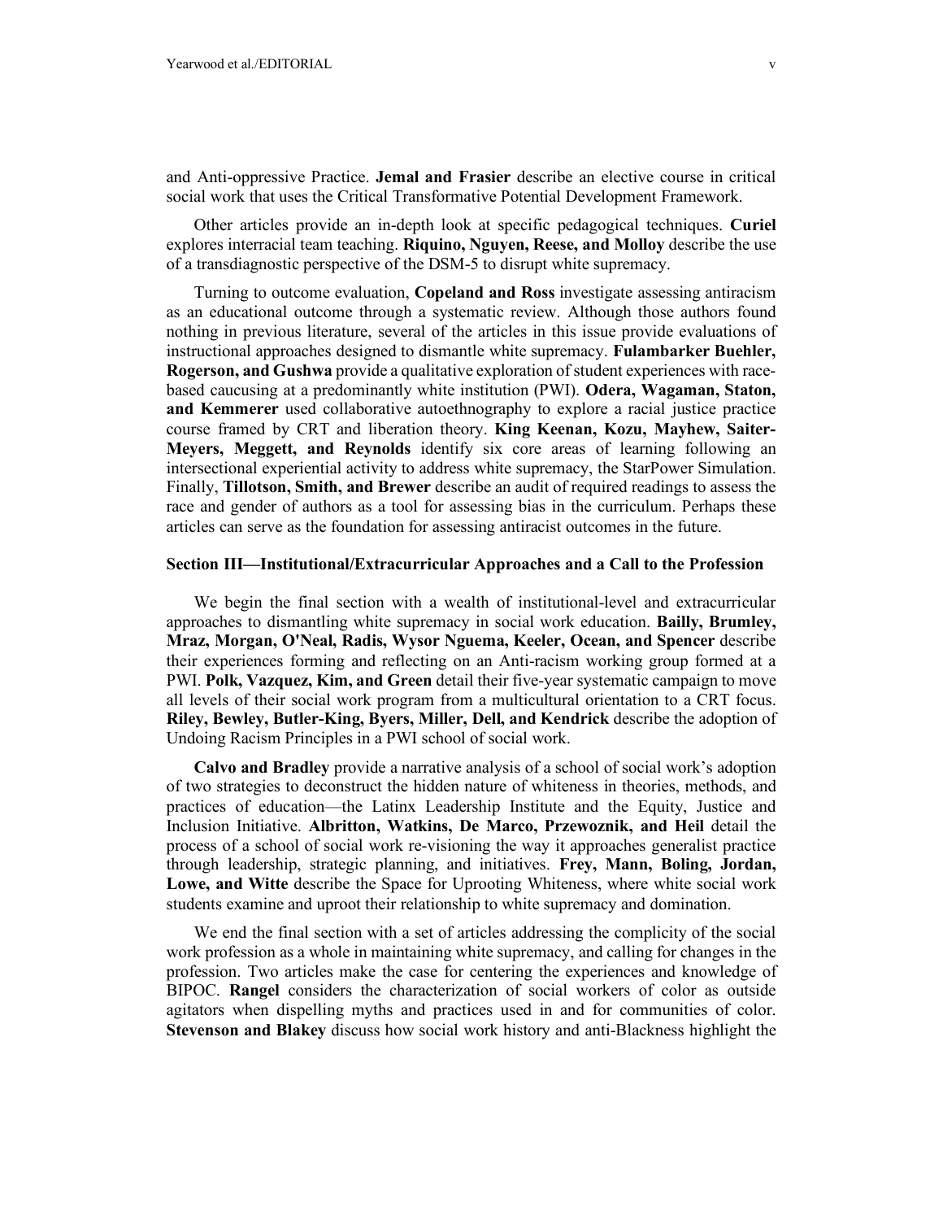and Anti-oppressive Practice. **Jemal and Frasier** describe an elective course in critical social work that uses the Critical Transformative Potential Development Framework.

Other articles provide an in-depth look at specific pedagogical techniques. **Curiel** explores interracial team teaching. **Riquino, Nguyen, Reese, and Molloy** describe the use of a transdiagnostic perspective of the DSM-5 to disrupt white supremacy.

Turning to outcome evaluation, **Copeland and Ross** investigate assessing antiracism as an educational outcome through a systematic review. Although those authors found nothing in previous literature, several of the articles in this issue provide evaluations of instructional approaches designed to dismantle white supremacy. **Fulambarker Buehler, Rogerson, and Gushwa** provide a qualitative exploration of student experiences with race-based caucusing at a predominantly white institution (PWI). **Odera, Wagaman, Staton, and Kemmerer** used collaborative autoethnography to explore a racial justice practice course framed by CRT and liberation theory. **King Keenan, Kozu, Mayhew, Saiter-Meyers, Meggett, and Reynolds** identify six core areas of learning following an intersectional experiential activity to address white supremacy, the StarPower Simulation. Finally, **Tillotson, Smith, and Brewer** describe an audit of required readings to assess the race and gender of authors as a tool for assessing bias in the curriculum. Perhaps these articles can serve as the foundation for assessing antiracist outcomes in the future.

### Section III—Institutional/Extracurricular Approaches and a Call to the Profession

We begin the final section with a wealth of institutional-level and extracurricular approaches to dismantling white supremacy in social work education. **Bailly, Brumley, Mraz, Morgan, O'Neal, Radis, Wysor Nguema, Keeler, Ocean, and Spencer** describe their experiences forming and reflecting on an Anti-racism working group formed at a PWI. **Polk, Vazquez, Kim, and Green** detail their five-year systematic campaign to move all levels of their social work program from a multicultural orientation to a CRT focus. **Riley, Bewley, Butler-King, Byers, Miller, Dell, and Kendrick** describe the adoption of Undoing Racism Principles in a PWI school of social work.

**Calvo and Bradley** provide a narrative analysis of a school of social work's adoption of two strategies to deconstruct the hidden nature of whiteness in theories, methods, and practices of education—the Latinx Leadership Institute and the Equity, Justice and Inclusion Initiative. **Albritton, Watkins, De Marco, Przewoznik, and Heil** detail the process of a school of social work re-visioning the way it approaches generalist practice through leadership, strategic planning, and initiatives. **Frey, Mann, Boling, Jordan, Lowe, and Witte** describe the Space for Uprooting Whiteness, where white social work students examine and uproot their relationship to white supremacy and domination.

We end the final section with a set of articles addressing the complicity of the social work profession as a whole in maintaining white supremacy, and calling for changes in the profession. Two articles make the case for centering the experiences and knowledge of BIPOC. **Rangel** considers the characterization of social workers of color as outside agitators when dispelling myths and practices used in and for communities of color. **Stevenson and Blakey** discuss how social work history and anti-Blackness highlight the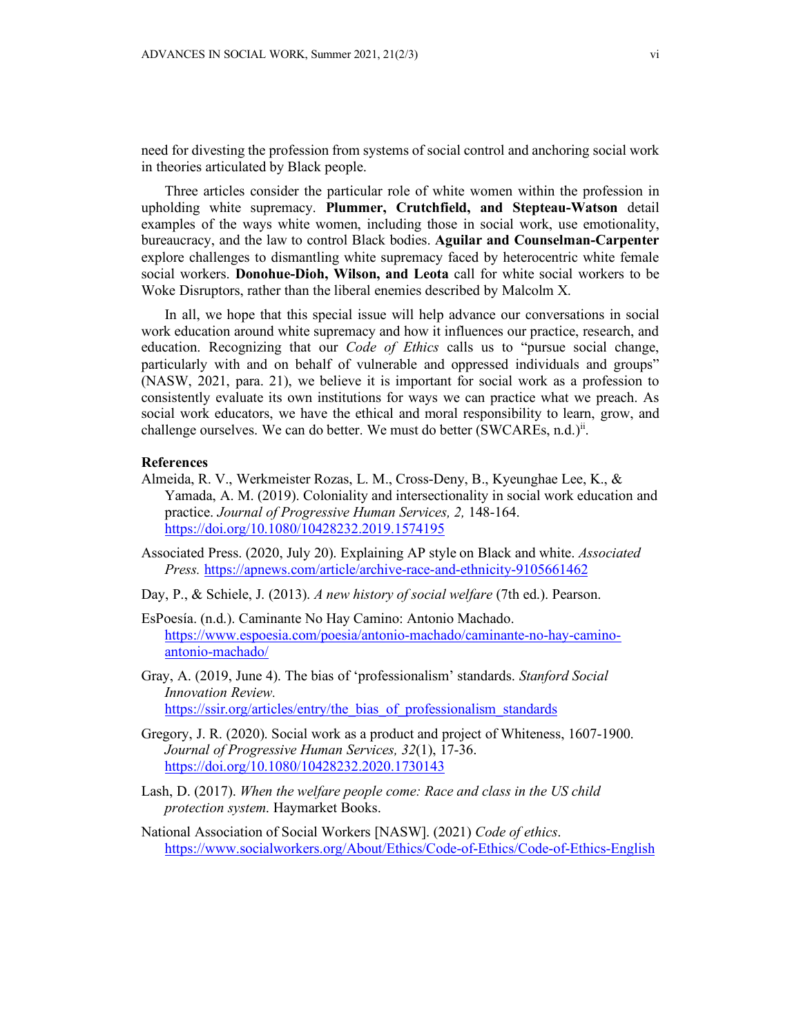need for divesting the profession from systems of social control and anchoring social work in theories articulated by Black people.

Three articles consider the particular role of white women within the profession in upholding white supremacy. **Plummer, Crutchfield, and Stepteau-Watson** detail examples of the ways white women, including those in social work, use emotionality, bureaucracy, and the law to control Black bodies. **Aguilar and Counselman-Carpenter** explore challenges to dismantling white supremacy faced by heterocentric white female social workers. **Donohue-Dioh, Wilson, and Leota** call for white social workers to be Woke Disruptors, rather than the liberal enemies described by Malcolm X.

In all, we hope that this special issue will help advance our conversations in social work education around white supremacy and how it influences our practice, research, and education. Recognizing that our *Code of Ethics* calls us to "pursue social change, particularly with and on behalf of vulnerable and oppressed individuals and groups" (NASW, 2021, para. 21), we believe it is important for social work as a profession to consistently evaluate its own institutions for ways we can practice what we preach. As social work educators, we have the ethical and moral responsibility to learn, grow, and challenge ourselves. We can do better. We must do better (SWCAREs, n.d.)[ii].

**References**

Almeida, R. V., Werkmeister Rozas, L. M., Cross-Deny, B., Kyeunghae Lee, K., & Yamada, A. M. (2019). Coloniality and intersectionality in social work education and practice. *Journal of Progressive Human Services, 2,* 148-164. https://doi.org/10.1080/10428232.2019.1574195

Associated Press. (2020, July 20). Explaining AP style on Black and white. *Associated Press.* https://apnews.com/article/archive-race-and-ethnicity-9105661462

Day, P., & Schiele, J. (2013). *A new history of social welfare* (7th ed.). Pearson.

EsPoesía. (n.d.). Caminante No Hay Camino: Antonio Machado. https://www.espoesia.com/poesia/antonio-machado/caminante-no-hay-camino-antonio-machado/

Gray, A. (2019, June 4). The bias of 'professionalism' standards. *Stanford Social Innovation Review.* https://ssir.org/articles/entry/the_bias_of_professionalism_standards

Gregory, J. R. (2020). Social work as a product and project of Whiteness, 1607-1900. *Journal of Progressive Human Services, 32*(1), 17-36. https://doi.org/10.1080/10428232.2020.1730143

Lash, D. (2017). *When the welfare people come: Race and class in the US child protection system*. Haymarket Books.

National Association of Social Workers [NASW]. (2021) *Code of ethics*. https://www.socialworkers.org/About/Ethics/Code-of-Ethics/Code-of-Ethics-English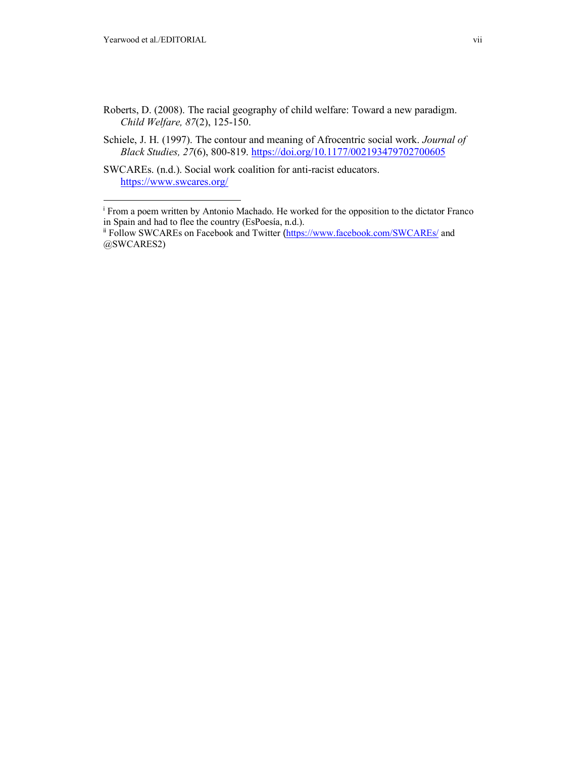Roberts, D. (2008). The racial geography of child welfare: Toward a new paradigm. *Child Welfare, 87*(2), 125-150.

Schiele, J. H. (1997). The contour and meaning of Afrocentric social work. *Journal of Black Studies, 27*(6), 800-819. https://doi.org/10.1177/002193479702700605

SWCAREs. (n.d.). Social work coalition for anti-racist educators. https://www.swcares.org/

---

[i] From a poem written by Antonio Machado. He worked for the opposition to the dictator Franco in Spain and had to flee the country (EsPoesía, n.d.).

[ii] Follow SWCAREs on Facebook and Twitter (https://www.facebook.com/SWCAREs/ and @SWCARES2)